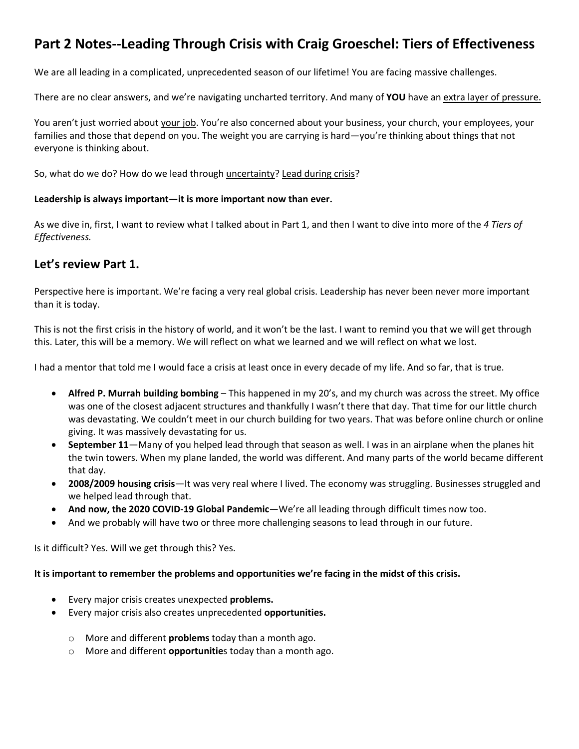# Part 2 Notes--Leading Through Crisis with Craig Groeschel: Tiers of Effectiveness

We are all leading in a complicated, unprecedented season of our lifetime! You are facing massive challenges.

There are no clear answers, and we're navigating uncharted territory. And many of **YOU** have an <u>extra layer of pressure.</u>

You aren't just worried about <u>your job</u>. You're also concerned about your business, your church, your employees, your families and those that depend on you. The weight you are carrying is hard—you're thinking about things that not everyone is thinking about.

So, what do we do? How do we lead through <u>uncertainty</u>? <u>Lead during crisis</u>?

**Leadership is <u>always</u> important—it is more important now than ever.**

As we dive in, first, I want to review what I talked about in Part 1, and then I want to dive into more of the *4 Tiers of Effectiveness.*

## Let's review Part 1.

Perspective here is important. We're facing a very real global crisis. Leadership has never been never more important than it is today.

This is not the first crisis in the history of world, and it won't be the last. I want to remind you that we will get through this. Later, this will be a memory. We will reflect on what we learned and we will reflect on what we lost.

I had a mentor that told me I would face a crisis at least once in every decade of my life. And so far, that is true.

- **Alfred P. Murrah building bombing** – This happened in my 20's, and my church was across the street. My office was one of the closest adjacent structures and thankfully I wasn't there that day. That time for our little church was devastating. We couldn't meet in our church building for two years. That was before online church or online giving. It was massively devastating for us.
- **September 11**—Many of you helped lead through that season as well. I was in an airplane when the planes hit the twin towers. When my plane landed, the world was different. And many parts of the world became different that day.
- **2008/2009 housing crisis**—It was very real where I lived. The economy was struggling. Businesses struggled and we helped lead through that.
- **And now, the 2020 COVID-19 Global Pandemic**—We're all leading through difficult times now too.
- And we probably will have two or three more challenging seasons to lead through in our future.

Is it difficult? Yes. Will we get through this? Yes.

**It is important to remember the problems and opportunities we're facing in the midst of this crisis.**

- Every major crisis creates unexpected **problems.**
- Every major crisis also creates unprecedented **opportunities.**
    - More and different **problems** today than a month ago.
    - More and different **opportunitie**s today than a month ago.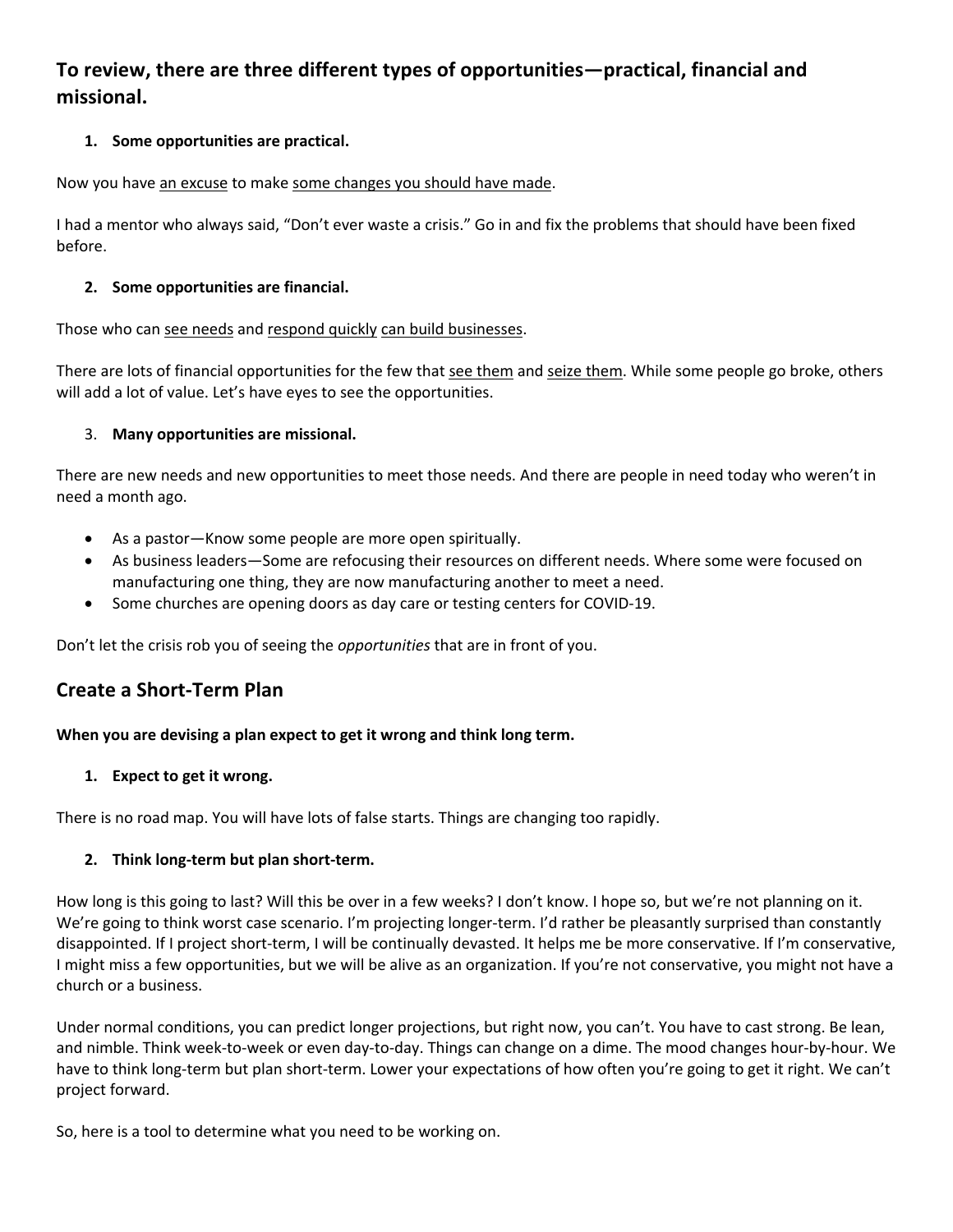### To review, there are three different types of opportunities—practical, financial and missional.

1. **Some opportunities are practical.**

Now you have an excuse to make some changes you should have made.

I had a mentor who always said, "Don't ever waste a crisis." Go in and fix the problems that should have been fixed before.

2. **Some opportunities are financial.**

Those who can see needs and respond quickly can build businesses.

There are lots of financial opportunities for the few that see them and seize them. While some people go broke, others will add a lot of value. Let's have eyes to see the opportunities.

3. **Many opportunities are missional.**

There are new needs and new opportunities to meet those needs. And there are people in need today who weren't in need a month ago.

- As a pastor—Know some people are more open spiritually.
- As business leaders—Some are refocusing their resources on different needs. Where some were focused on manufacturing one thing, they are now manufacturing another to meet a need.
- Some churches are opening doors as day care or testing centers for COVID-19.

Don't let the crisis rob you of seeing the *opportunities* that are in front of you.

## Create a Short-Term Plan

**When you are devising a plan expect to get it wrong and think long term.**

1. **Expect to get it wrong.**

There is no road map. You will have lots of false starts. Things are changing too rapidly.

2. **Think long-term but plan short-term.**

How long is this going to last? Will this be over in a few weeks? I don't know. I hope so, but we're not planning on it. We're going to think worst case scenario. I'm projecting longer-term. I'd rather be pleasantly surprised than constantly disappointed. If I project short-term, I will be continually devasted. It helps me be more conservative. If I'm conservative, I might miss a few opportunities, but we will be alive as an organization. If you're not conservative, you might not have a church or a business.

Under normal conditions, you can predict longer projections, but right now, you can't. You have to cast strong. Be lean, and nimble. Think week-to-week or even day-to-day. Things can change on a dime. The mood changes hour-by-hour. We have to think long-term but plan short-term. Lower your expectations of how often you're going to get it right. We can't project forward.

So, here is a tool to determine what you need to be working on.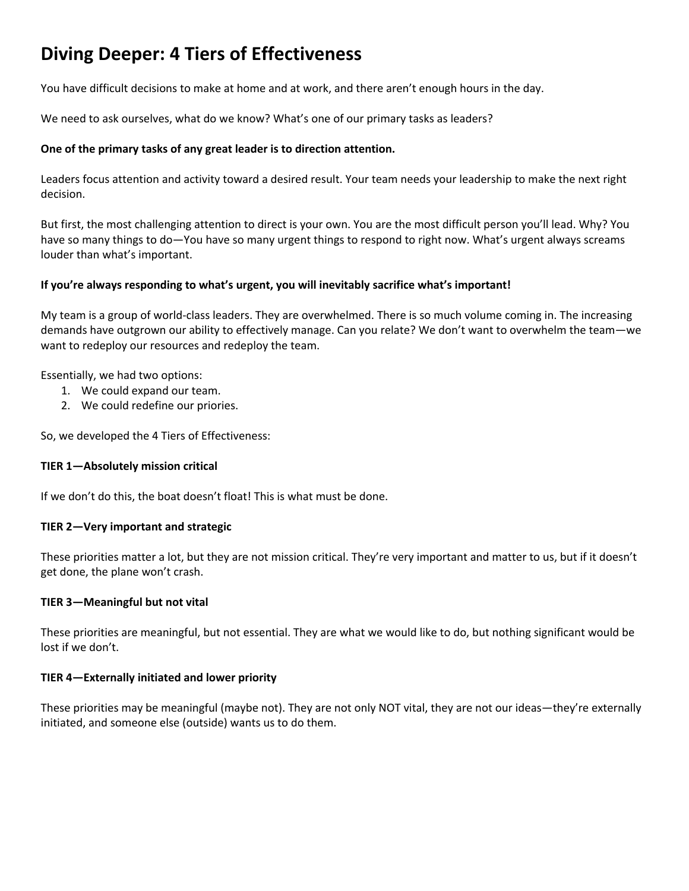# Diving Deeper: 4 Tiers of Effectiveness

You have difficult decisions to make at home and at work, and there aren't enough hours in the day.

We need to ask ourselves, what do we know? What's one of our primary tasks as leaders?

**One of the primary tasks of any great leader is to direction attention.**

Leaders focus attention and activity toward a desired result. Your team needs your leadership to make the next right decision.

But first, the most challenging attention to direct is your own. You are the most difficult person you'll lead. Why? You have so many things to do—You have so many urgent things to respond to right now. What's urgent always screams louder than what's important.

**If you're always responding to what's urgent, you will inevitably sacrifice what's important!**

My team is a group of world-class leaders. They are overwhelmed. There is so much volume coming in. The increasing demands have outgrown our ability to effectively manage. Can you relate? We don't want to overwhelm the team—we want to redeploy our resources and redeploy the team.

Essentially, we had two options:

1. We could expand our team.
2. We could redefine our priories.

So, we developed the 4 Tiers of Effectiveness:

**TIER 1—Absolutely mission critical**

If we don't do this, the boat doesn't float! This is what must be done.

**TIER 2—Very important and strategic**

These priorities matter a lot, but they are not mission critical. They're very important and matter to us, but if it doesn't get done, the plane won't crash.

**TIER 3—Meaningful but not vital**

These priorities are meaningful, but not essential. They are what we would like to do, but nothing significant would be lost if we don't.

**TIER 4—Externally initiated and lower priority**

These priorities may be meaningful (maybe not). They are not only NOT vital, they are not our ideas—they're externally initiated, and someone else (outside) wants us to do them.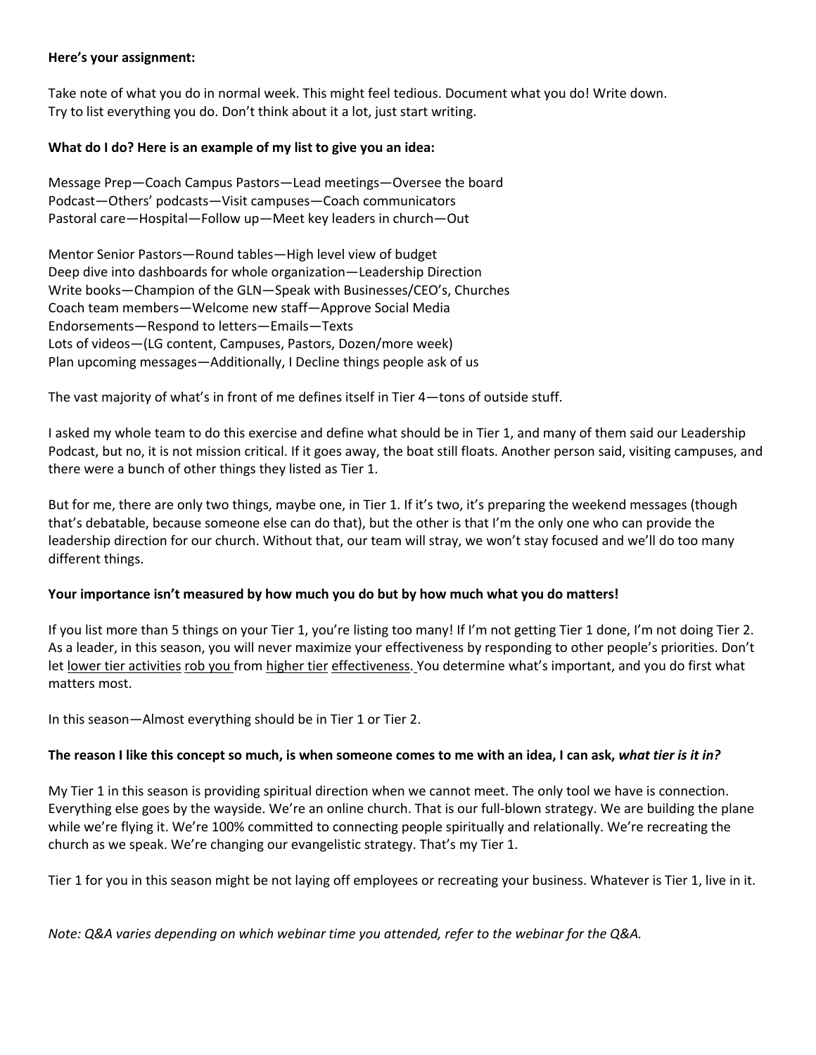**Here's your assignment:**

Take note of what you do in normal week. This might feel tedious. Document what you do! Write down.
Try to list everything you do. Don't think about it a lot, just start writing.

**What do I do? Here is an example of my list to give you an idea:**

Message Prep—Coach Campus Pastors—Lead meetings—Oversee the board
Podcast—Others' podcasts—Visit campuses—Coach communicators
Pastoral care—Hospital—Follow up—Meet key leaders in church—Out

Mentor Senior Pastors—Round tables—High level view of budget
Deep dive into dashboards for whole organization—Leadership Direction
Write books—Champion of the GLN—Speak with Businesses/CEO's, Churches
Coach team members—Welcome new staff—Approve Social Media
Endorsements—Respond to letters—Emails—Texts
Lots of videos—(LG content, Campuses, Pastors, Dozen/more week)
Plan upcoming messages—Additionally, I Decline things people ask of us

The vast majority of what's in front of me defines itself in Tier 4—tons of outside stuff.

I asked my whole team to do this exercise and define what should be in Tier 1, and many of them said our Leadership Podcast, but no, it is not mission critical. If it goes away, the boat still floats. Another person said, visiting campuses, and there were a bunch of other things they listed as Tier 1.

But for me, there are only two things, maybe one, in Tier 1. If it's two, it's preparing the weekend messages (though that's debatable, because someone else can do that), but the other is that I'm the only one who can provide the leadership direction for our church. Without that, our team will stray, we won't stay focused and we'll do too many different things.

**Your importance isn't measured by how much you do but by how much what you do matters!**

If you list more than 5 things on your Tier 1, you're listing too many! If I'm not getting Tier 1 done, I'm not doing Tier 2. As a leader, in this season, you will never maximize your effectiveness by responding to other people's priorities. Don't let lower tier activities rob you from higher tier effectiveness. You determine what's important, and you do first what matters most.

In this season—Almost everything should be in Tier 1 or Tier 2.

**The reason I like this concept so much, is when someone comes to me with an idea, I can ask, *what tier is it in?***

My Tier 1 in this season is providing spiritual direction when we cannot meet. The only tool we have is connection. Everything else goes by the wayside. We're an online church. That is our full-blown strategy. We are building the plane while we're flying it. We're 100% committed to connecting people spiritually and relationally. We're recreating the church as we speak. We're changing our evangelistic strategy. That's my Tier 1.

Tier 1 for you in this season might be not laying off employees or recreating your business. Whatever is Tier 1, live in it.

*Note: Q&A varies depending on which webinar time you attended, refer to the webinar for the Q&A.*